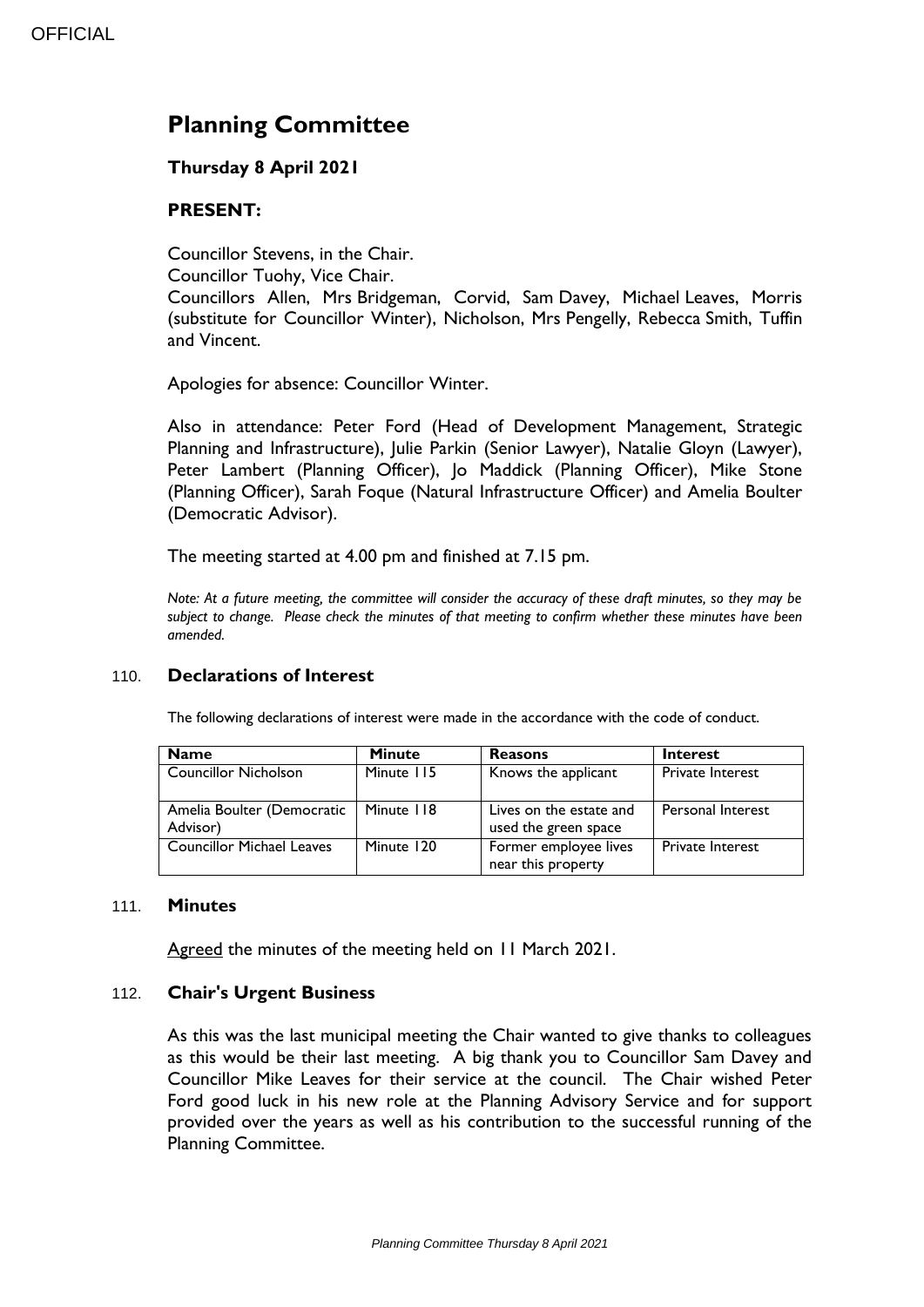OFFICIAL

# Planning Committee

**Thursday 8 April 2021**

**PRESENT:**

Councillor Stevens, in the Chair.
Councillor Tuohy, Vice Chair.
Councillors Allen, Mrs Bridgeman, Corvid, Sam Davey, Michael Leaves, Morris (substitute for Councillor Winter), Nicholson, Mrs Pengelly, Rebecca Smith, Tuffin and Vincent.

Apologies for absence: Councillor Winter.

Also in attendance: Peter Ford (Head of Development Management, Strategic Planning and Infrastructure), Julie Parkin (Senior Lawyer), Natalie Gloyn (Lawyer), Peter Lambert (Planning Officer), Jo Maddick (Planning Officer), Mike Stone (Planning Officer), Sarah Foque (Natural Infrastructure Officer) and Amelia Boulter (Democratic Advisor).

The meeting started at 4.00 pm and finished at 7.15 pm.

*Note: At a future meeting, the committee will consider the accuracy of these draft minutes, so they may be subject to change. Please check the minutes of that meeting to confirm whether these minutes have been amended.*

## 110. Declarations of Interest

The following declarations of interest were made in the accordance with the code of conduct.

| Name | Minute | Reasons | Interest |
|---|---|---|---|
| Councillor Nicholson | Minute 115 | Knows the applicant | Private Interest |
| Amelia Boulter (Democratic Advisor) | Minute 118 | Lives on the estate and used the green space | Personal Interest |
| Councillor Michael Leaves | Minute 120 | Former employee lives near this property | Private Interest |

## 111. Minutes

Agreed the minutes of the meeting held on 11 March 2021.

## 112. Chair's Urgent Business

As this was the last municipal meeting the Chair wanted to give thanks to colleagues as this would be their last meeting. A big thank you to Councillor Sam Davey and Councillor Mike Leaves for their service at the council. The Chair wished Peter Ford good luck in his new role at the Planning Advisory Service and for support provided over the years as well as his contribution to the successful running of the Planning Committee.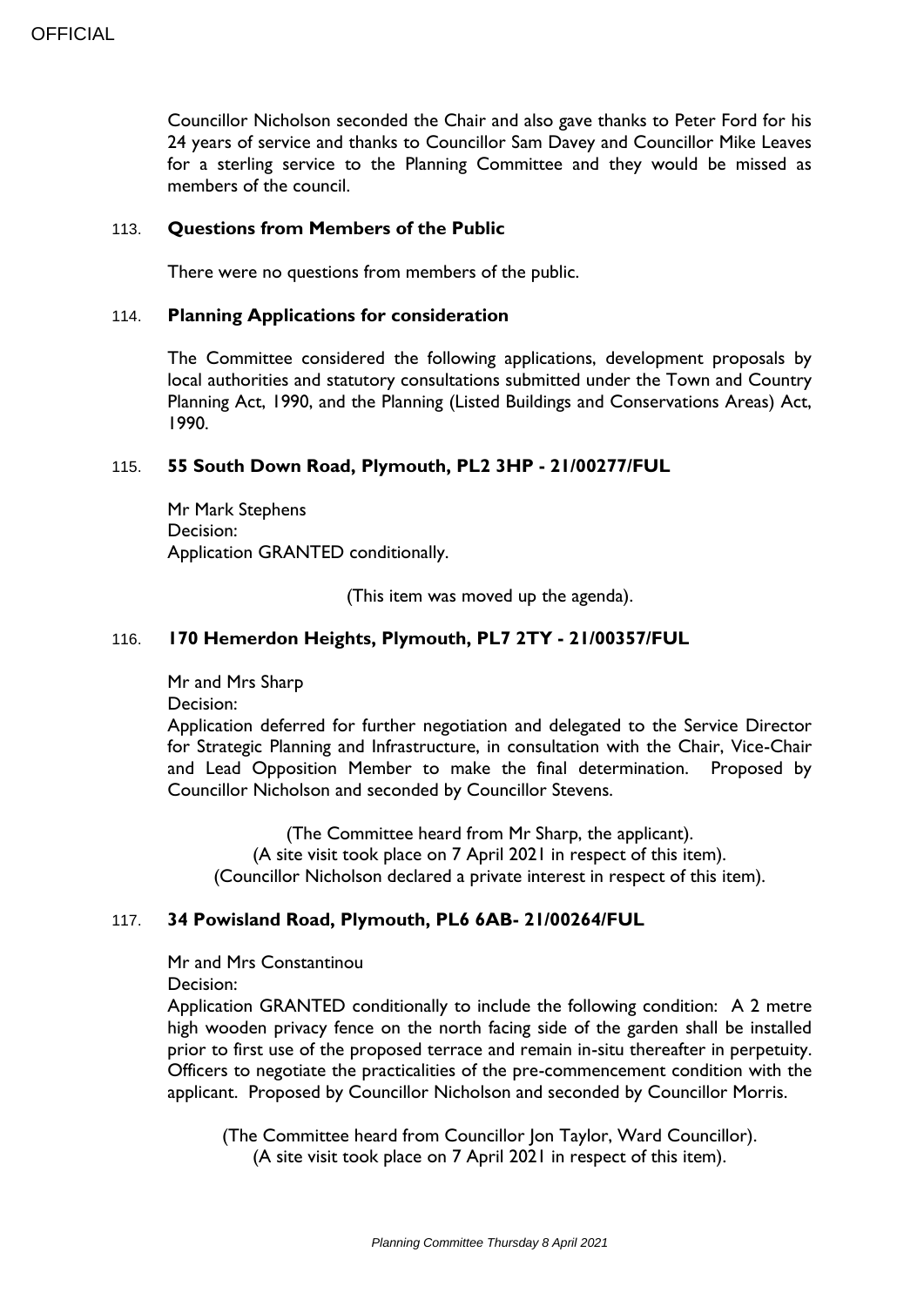Councillor Nicholson seconded the Chair and also gave thanks to Peter Ford for his 24 years of service and thanks to Councillor Sam Davey and Councillor Mike Leaves for a sterling service to the Planning Committee and they would be missed as members of the council.

## 113. Questions from Members of the Public

There were no questions from members of the public.

## 114. Planning Applications for consideration

The Committee considered the following applications, development proposals by local authorities and statutory consultations submitted under the Town and Country Planning Act, 1990, and the Planning (Listed Buildings and Conservations Areas) Act, 1990.

## 115. 55 South Down Road, Plymouth, PL2 3HP - 21/00277/FUL

Mr Mark Stephens
Decision:
Application GRANTED conditionally.

(This item was moved up the agenda).

## 116. 170 Hemerdon Heights, Plymouth, PL7 2TY - 21/00357/FUL

Mr and Mrs Sharp
Decision:
Application deferred for further negotiation and delegated to the Service Director for Strategic Planning and Infrastructure, in consultation with the Chair, Vice-Chair and Lead Opposition Member to make the final determination. Proposed by Councillor Nicholson and seconded by Councillor Stevens.

(The Committee heard from Mr Sharp, the applicant).
(A site visit took place on 7 April 2021 in respect of this item).
(Councillor Nicholson declared a private interest in respect of this item).

## 117. 34 Powisland Road, Plymouth, PL6 6AB- 21/00264/FUL

Mr and Mrs Constantinou
Decision:
Application GRANTED conditionally to include the following condition: A 2 metre high wooden privacy fence on the north facing side of the garden shall be installed prior to first use of the proposed terrace and remain in-situ thereafter in perpetuity. Officers to negotiate the practicalities of the pre-commencement condition with the applicant. Proposed by Councillor Nicholson and seconded by Councillor Morris.

(The Committee heard from Councillor Jon Taylor, Ward Councillor).
(A site visit took place on 7 April 2021 in respect of this item).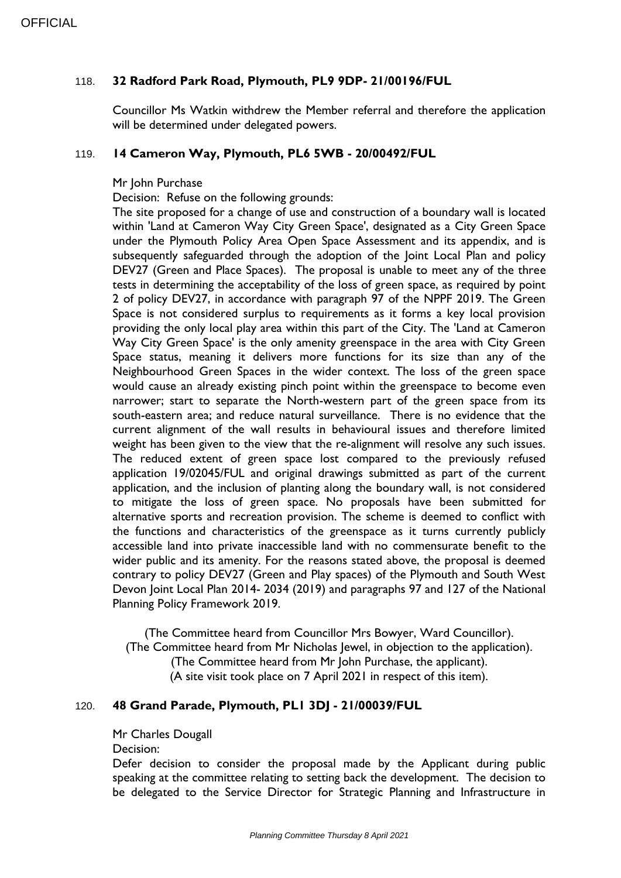## 118. **32 Radford Park Road, Plymouth, PL9 9DP- 21/00196/FUL**

Councillor Ms Watkin withdrew the Member referral and therefore the application will be determined under delegated powers.

## 119. **14 Cameron Way, Plymouth, PL6 5WB - 20/00492/FUL**

Mr John Purchase

Decision: Refuse on the following grounds:

The site proposed for a change of use and construction of a boundary wall is located within 'Land at Cameron Way City Green Space', designated as a City Green Space under the Plymouth Policy Area Open Space Assessment and its appendix, and is subsequently safeguarded through the adoption of the Joint Local Plan and policy DEV27 (Green and Place Spaces). The proposal is unable to meet any of the three tests in determining the acceptability of the loss of green space, as required by point 2 of policy DEV27, in accordance with paragraph 97 of the NPPF 2019. The Green Space is not considered surplus to requirements as it forms a key local provision providing the only local play area within this part of the City. The 'Land at Cameron Way City Green Space' is the only amenity greenspace in the area with City Green Space status, meaning it delivers more functions for its size than any of the Neighbourhood Green Spaces in the wider context. The loss of the green space would cause an already existing pinch point within the greenspace to become even narrower; start to separate the North-western part of the green space from its south-eastern area; and reduce natural surveillance. There is no evidence that the current alignment of the wall results in behavioural issues and therefore limited weight has been given to the view that the re-alignment will resolve any such issues. The reduced extent of green space lost compared to the previously refused application 19/02045/FUL and original drawings submitted as part of the current application, and the inclusion of planting along the boundary wall, is not considered to mitigate the loss of green space. No proposals have been submitted for alternative sports and recreation provision. The scheme is deemed to conflict with the functions and characteristics of the greenspace as it turns currently publicly accessible land into private inaccessible land with no commensurate benefit to the wider public and its amenity. For the reasons stated above, the proposal is deemed contrary to policy DEV27 (Green and Play spaces) of the Plymouth and South West Devon Joint Local Plan 2014- 2034 (2019) and paragraphs 97 and 127 of the National Planning Policy Framework 2019.

(The Committee heard from Councillor Mrs Bowyer, Ward Councillor).
(The Committee heard from Mr Nicholas Jewel, in objection to the application).
(The Committee heard from Mr John Purchase, the applicant).
(A site visit took place on 7 April 2021 in respect of this item).

## 120. **48 Grand Parade, Plymouth, PL1 3DJ - 21/00039/FUL**

Mr Charles Dougall

Decision:

Defer decision to consider the proposal made by the Applicant during public speaking at the committee relating to setting back the development. The decision to be delegated to the Service Director for Strategic Planning and Infrastructure in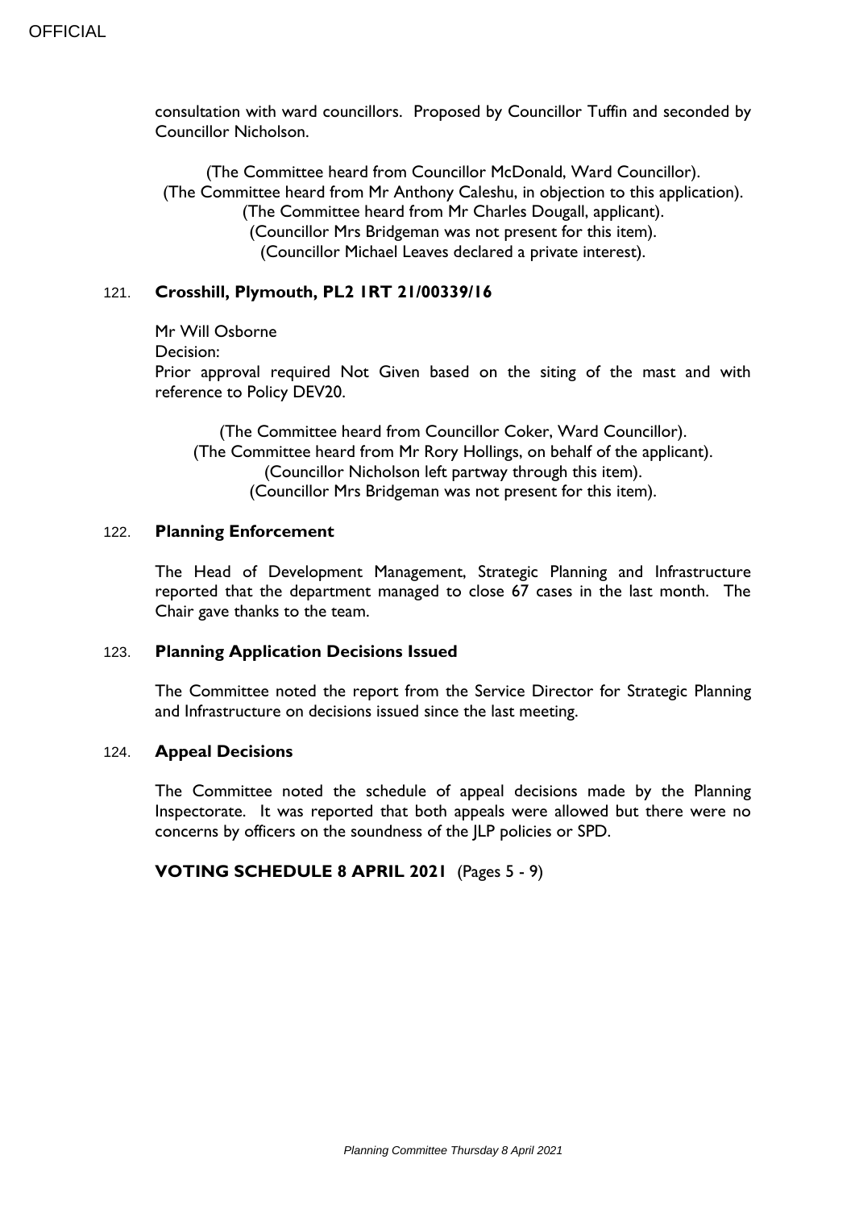consultation with ward councillors. Proposed by Councillor Tuffin and seconded by Councillor Nicholson.

(The Committee heard from Councillor McDonald, Ward Councillor).
(The Committee heard from Mr Anthony Caleshu, in objection to this application).
(The Committee heard from Mr Charles Dougall, applicant).
(Councillor Mrs Bridgeman was not present for this item).
(Councillor Michael Leaves declared a private interest).

### 121. **Crosshill, Plymouth, PL2 1RT 21/00339/16**

Mr Will Osborne
Decision:
Prior approval required Not Given based on the siting of the mast and with reference to Policy DEV20.

(The Committee heard from Councillor Coker, Ward Councillor).
(The Committee heard from Mr Rory Hollings, on behalf of the applicant).
(Councillor Nicholson left partway through this item).
(Councillor Mrs Bridgeman was not present for this item).

### 122. **Planning Enforcement**

The Head of Development Management, Strategic Planning and Infrastructure reported that the department managed to close 67 cases in the last month. The Chair gave thanks to the team.

### 123. **Planning Application Decisions Issued**

The Committee noted the report from the Service Director for Strategic Planning and Infrastructure on decisions issued since the last meeting.

### 124. **Appeal Decisions**

The Committee noted the schedule of appeal decisions made by the Planning Inspectorate. It was reported that both appeals were allowed but there were no concerns by officers on the soundness of the JLP policies or SPD.

**VOTING SCHEDULE 8 APRIL 2021** (Pages 5 - 9)